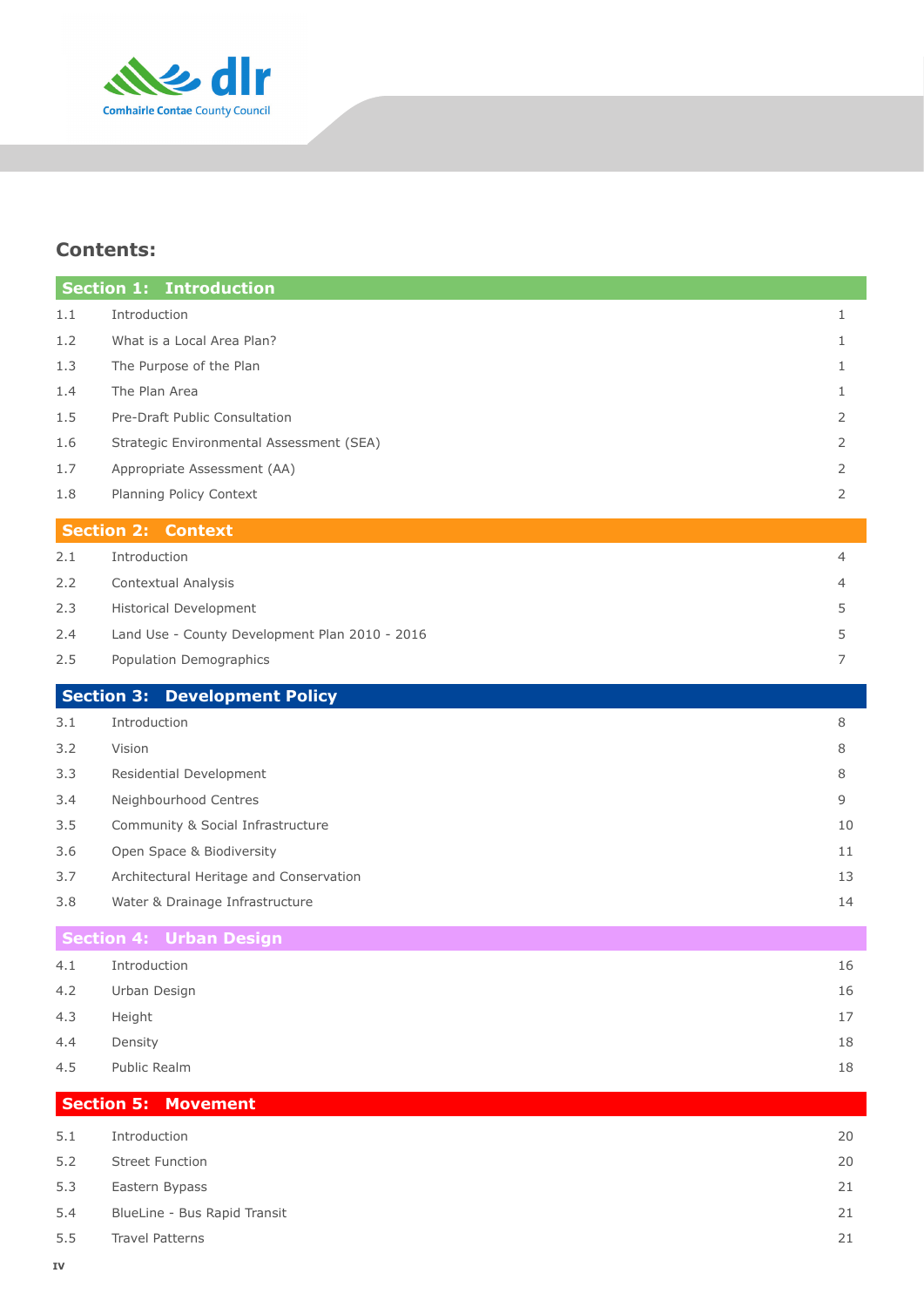## Contents:

### Section 1: Introduction

| | | |
|---|---|---|
| 1.1 | Introduction | 1 |
| 1.2 | What is a Local Area Plan? | 1 |
| 1.3 | The Purpose of the Plan | 1 |
| 1.4 | The Plan Area | 1 |
| 1.5 | Pre-Draft Public Consultation | 2 |
| 1.6 | Strategic Environmental Assessment (SEA) | 2 |
| 1.7 | Appropriate Assessment (AA) | 2 |
| 1.8 | Planning Policy Context | 2 |

### Section 2: Context

| | | |
|---|---|---|
| 2.1 | Introduction | 4 |
| 2.2 | Contextual Analysis | 4 |
| 2.3 | Historical Development | 5 |
| 2.4 | Land Use - County Development Plan 2010 - 2016 | 5 |
| 2.5 | Population Demographics | 7 |

### Section 3: Development Policy

| | | |
|---|---|---|
| 3.1 | Introduction | 8 |
| 3.2 | Vision | 8 |
| 3.3 | Residential Development | 8 |
| 3.4 | Neighbourhood Centres | 9 |
| 3.5 | Community & Social Infrastructure | 10 |
| 3.6 | Open Space & Biodiversity | 11 |
| 3.7 | Architectural Heritage and Conservation | 13 |
| 3.8 | Water & Drainage Infrastructure | 14 |

### Section 4: Urban Design

| | | |
|---|---|---|
| 4.1 | Introduction | 16 |
| 4.2 | Urban Design | 16 |
| 4.3 | Height | 17 |
| 4.4 | Density | 18 |
| 4.5 | Public Realm | 18 |

### Section 5: Movement

| | | |
|---|---|---|
| 5.1 | Introduction | 20 |
| 5.2 | Street Function | 20 |
| 5.3 | Eastern Bypass | 21 |
| 5.4 | BlueLine - Bus Rapid Transit | 21 |
| 5.5 | Travel Patterns | 21 |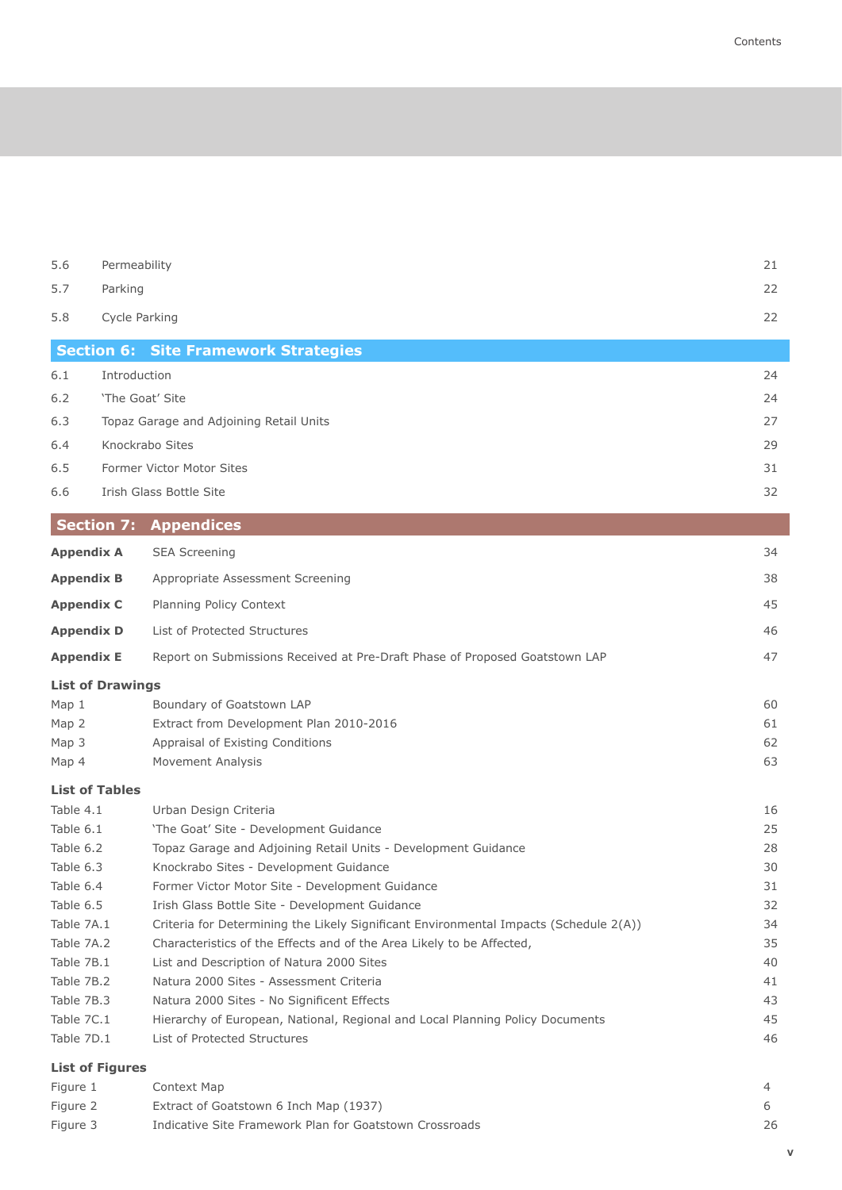| | | |
|---|---|---|
| 5.6 | Permeability | 21 |
| 5.7 | Parking | 22 |
| 5.8 | Cycle Parking | 22 |

## Section 6: Site Framework Strategies

| | | |
|---|---|---|
| 6.1 | Introduction | 24 |
| 6.2 | 'The Goat' Site | 24 |
| 6.3 | Topaz Garage and Adjoining Retail Units | 27 |
| 6.4 | Knockrabo Sites | 29 |
| 6.5 | Former Victor Motor Sites | 31 |
| 6.6 | Irish Glass Bottle Site | 32 |

## Section 7: Appendices

| | | |
|---|---|---|
| **Appendix A** | SEA Screening | 34 |
| **Appendix B** | Appropriate Assessment Screening | 38 |
| **Appendix C** | Planning Policy Context | 45 |
| **Appendix D** | List of Protected Structures | 46 |
| **Appendix E** | Report on Submissions Received at Pre-Draft Phase of Proposed Goatstown LAP | 47 |

### List of Drawings

| | | |
|---|---|---|
| Map 1 | Boundary of Goatstown LAP | 60 |
| Map 2 | Extract from Development Plan 2010-2016 | 61 |
| Map 3 | Appraisal of Existing Conditions | 62 |
| Map 4 | Movement Analysis | 63 |

### List of Tables

| | | |
|---|---|---|
| Table 4.1 | Urban Design Criteria | 16 |
| Table 6.1 | 'The Goat' Site - Development Guidance | 25 |
| Table 6.2 | Topaz Garage and Adjoining Retail Units - Development Guidance | 28 |
| Table 6.3 | Knockrabo Sites - Development Guidance | 30 |
| Table 6.4 | Former Victor Motor Site - Development Guidance | 31 |
| Table 6.5 | Irish Glass Bottle Site - Development Guidance | 32 |
| Table 7A.1 | Criteria for Determining the Likely Significant Environmental Impacts (Schedule 2(A)) | 34 |
| Table 7A.2 | Characteristics of the Effects and of the Area Likely to be Affected, | 35 |
| Table 7B.1 | List and Description of Natura 2000 Sites | 40 |
| Table 7B.2 | Natura 2000 Sites - Assessment Criteria | 41 |
| Table 7B.3 | Natura 2000 Sites - No Significent Effects | 43 |
| Table 7C.1 | Hierarchy of European, National, Regional and Local Planning Policy Documents | 45 |
| Table 7D.1 | List of Protected Structures | 46 |

### List of Figures

| | | |
|---|---|---|
| Figure 1 | Context Map | 4 |
| Figure 2 | Extract of Goatstown 6 Inch Map (1937) | 6 |
| Figure 3 | Indicative Site Framework Plan for Goatstown Crossroads | 26 |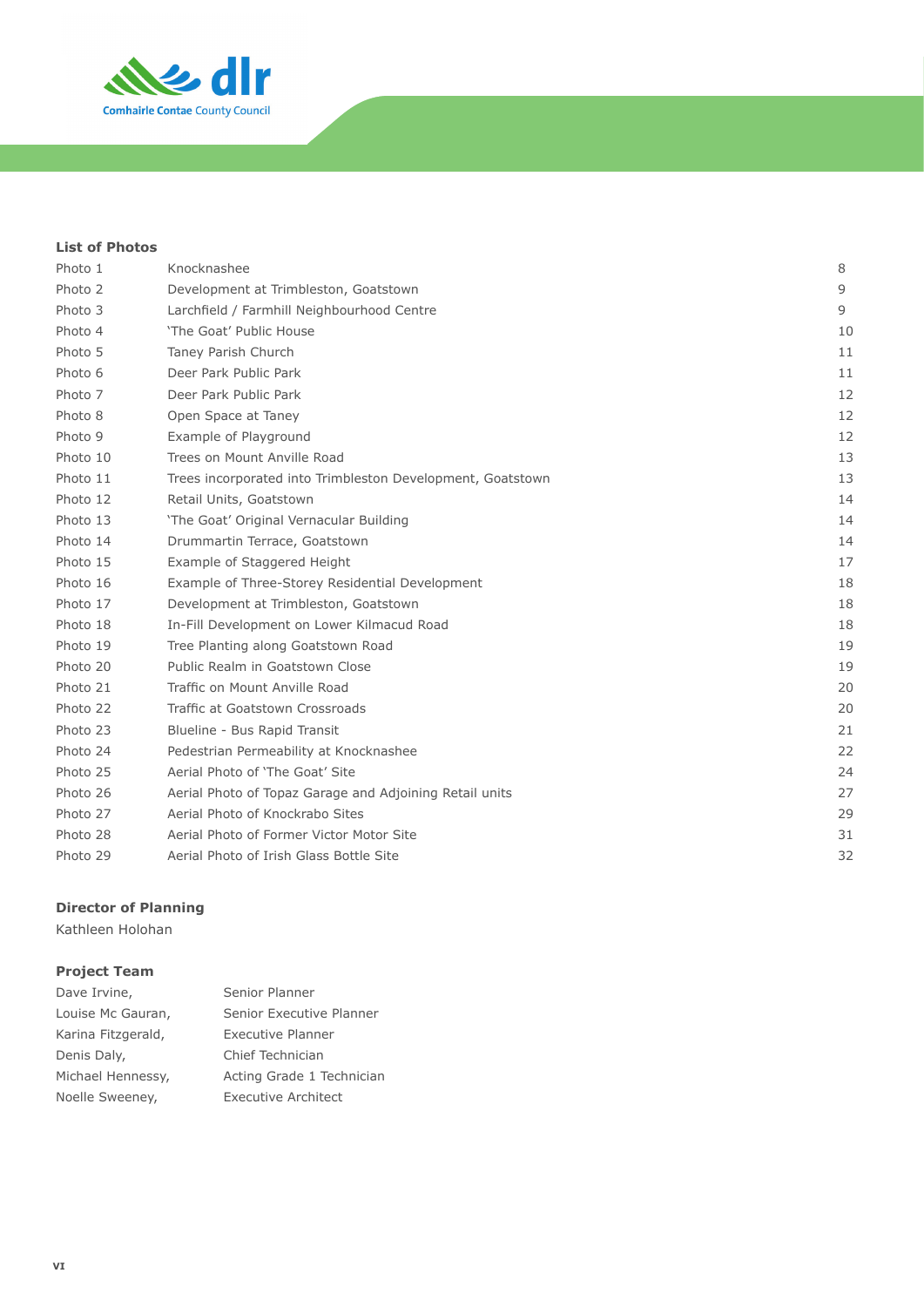## List of Photos

| | | |
|---|---|---|
| Photo 1 | Knocknashee | 8 |
| Photo 2 | Development at Trimbleston, Goatstown | 9 |
| Photo 3 | Larchfield / Farmhill Neighbourhood Centre | 9 |
| Photo 4 | 'The Goat' Public House | 10 |
| Photo 5 | Taney Parish Church | 11 |
| Photo 6 | Deer Park Public Park | 11 |
| Photo 7 | Deer Park Public Park | 12 |
| Photo 8 | Open Space at Taney | 12 |
| Photo 9 | Example of Playground | 12 |
| Photo 10 | Trees on Mount Anville Road | 13 |
| Photo 11 | Trees incorporated into Trimbleston Development, Goatstown | 13 |
| Photo 12 | Retail Units, Goatstown | 14 |
| Photo 13 | 'The Goat' Original Vernacular Building | 14 |
| Photo 14 | Drummartin Terrace, Goatstown | 14 |
| Photo 15 | Example of Staggered Height | 17 |
| Photo 16 | Example of Three-Storey Residential Development | 18 |
| Photo 17 | Development at Trimbleston, Goatstown | 18 |
| Photo 18 | In-Fill Development on Lower Kilmacud Road | 18 |
| Photo 19 | Tree Planting along Goatstown Road | 19 |
| Photo 20 | Public Realm in Goatstown Close | 19 |
| Photo 21 | Traffic on Mount Anville Road | 20 |
| Photo 22 | Traffic at Goatstown Crossroads | 20 |
| Photo 23 | Blueline - Bus Rapid Transit | 21 |
| Photo 24 | Pedestrian Permeability at Knocknashee | 22 |
| Photo 25 | Aerial Photo of 'The Goat' Site | 24 |
| Photo 26 | Aerial Photo of Topaz Garage and Adjoining Retail units | 27 |
| Photo 27 | Aerial Photo of Knockrabo Sites | 29 |
| Photo 28 | Aerial Photo of Former Victor Motor Site | 31 |
| Photo 29 | Aerial Photo of Irish Glass Bottle Site | 32 |

## Director of Planning

Kathleen Holohan

## Project Team

| | |
|---|---|
| Dave Irvine, | Senior Planner |
| Louise Mc Gauran, | Senior Executive Planner |
| Karina Fitzgerald, | Executive Planner |
| Denis Daly, | Chief Technician |
| Michael Hennessy, | Acting Grade 1 Technician |
| Noelle Sweeney, | Executive Architect |